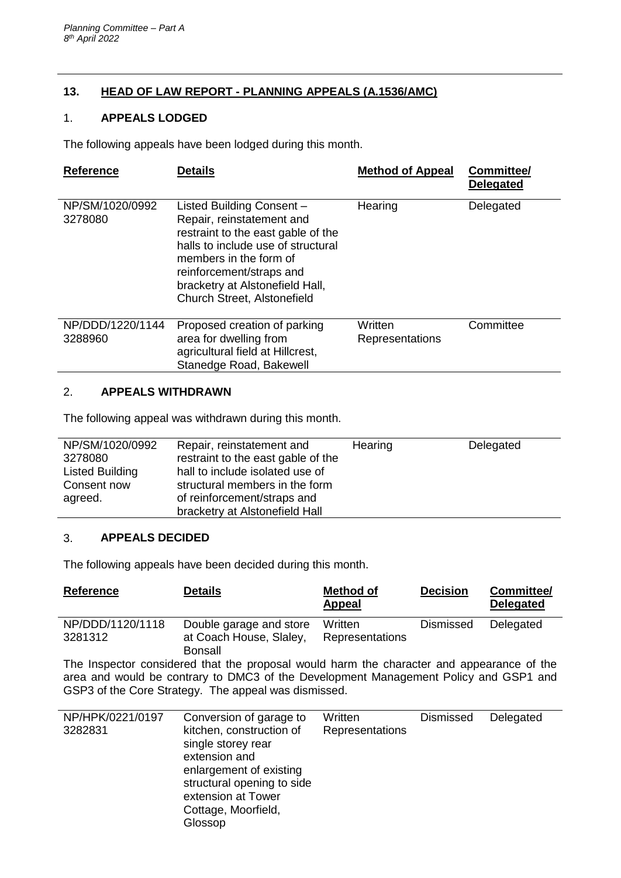## 13. HEAD OF LAW REPORT - PLANNING APPEALS (A.1536/AMC)

### 1. APPEALS LODGED

The following appeals have been lodged during this month.

| Reference | Details | Method of Appeal | Committee/ Delegated |
|---|---|---|---|
| NP/SM/1020/0992 3278080 | Listed Building Consent – Repair, reinstatement and restraint to the east gable of the halls to include use of structural members in the form of reinforcement/straps and bracketry at Alstonefield Hall, Church Street, Alstonefield | Hearing | Delegated |
| NP/DDD/1220/1144 3288960 | Proposed creation of parking area for dwelling from agricultural field at Hillcrest, Stanedge Road, Bakewell | Written Representations | Committee |

### 2. APPEALS WITHDRAWN

The following appeal was withdrawn during this month.

| | | | |
|---|---|---|---|
| NP/SM/1020/0992 3278080 Listed Building Consent now agreed. | Repair, reinstatement and restraint to the east gable of the hall to include isolated use of structural members in the form of reinforcement/straps and bracketry at Alstonefield Hall | Hearing | Delegated |

### 3. APPEALS DECIDED

The following appeals have been decided during this month.

| Reference | Details | Method of Appeal | Decision | Committee/ Delegated |
|---|---|---|---|---|
| NP/DDD/1120/1118 3281312 | Double garage and store at Coach House, Slaley, Bonsall | Written Representations | Dismissed | Delegated |

The Inspector considered that the proposal would harm the character and appearance of the area and would be contrary to DMC3 of the Development Management Policy and GSP1 and GSP3 of the Core Strategy. The appeal was dismissed.

| | | | | |
|---|---|---|---|---|
| NP/HPK/0221/0197 3282831 | Conversion of garage to kitchen, construction of single storey rear extension and enlargement of existing structural opening to side extension at Tower Cottage, Moorfield, Glossop | Written Representations | Dismissed | Delegated |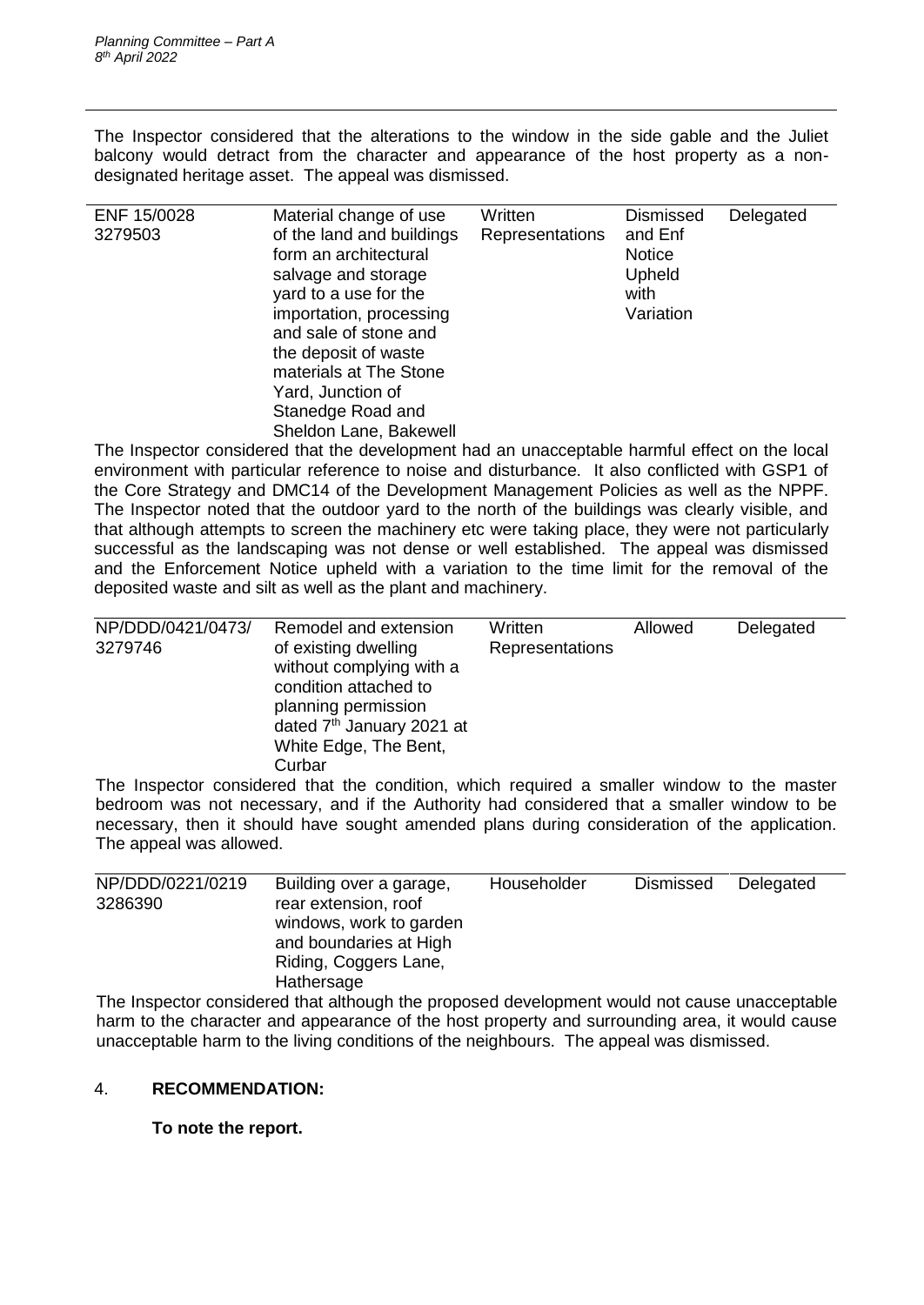The Inspector considered that the alterations to the window in the side gable and the Juliet balcony would detract from the character and appearance of the host property as a non-designated heritage asset. The appeal was dismissed.

| | | | | |
|---|---|---|---|---|
| ENF 15/0028 3279503 | Material change of use of the land and buildings form an architectural salvage and storage yard to a use for the importation, processing and sale of stone and the deposit of waste materials at The Stone Yard, Junction of Stanedge Road and Sheldon Lane, Bakewell | Written Representations | Dismissed and Enf Notice Upheld with Variation | Delegated |

The Inspector considered that the development had an unacceptable harmful effect on the local environment with particular reference to noise and disturbance. It also conflicted with GSP1 of the Core Strategy and DMC14 of the Development Management Policies as well as the NPPF. The Inspector noted that the outdoor yard to the north of the buildings was clearly visible, and that although attempts to screen the machinery etc were taking place, they were not particularly successful as the landscaping was not dense or well established. The appeal was dismissed and the Enforcement Notice upheld with a variation to the time limit for the removal of the deposited waste and silt as well as the plant and machinery.

| | | | | |
|---|---|---|---|---|
| NP/DDD/0421/0473/ 3279746 | Remodel and extension of existing dwelling without complying with a condition attached to planning permission dated 7th January 2021 at White Edge, The Bent, Curbar | Written Representations | Allowed | Delegated |

The Inspector considered that the condition, which required a smaller window to the master bedroom was not necessary, and if the Authority had considered that a smaller window to be necessary, then it should have sought amended plans during consideration of the application. The appeal was allowed.

| | | | | |
|---|---|---|---|---|
| NP/DDD/0221/0219 3286390 | Building over a garage, rear extension, roof windows, work to garden and boundaries at High Riding, Coggers Lane, Hathersage | Householder | Dismissed | Delegated |

The Inspector considered that although the proposed development would not cause unacceptable harm to the character and appearance of the host property and surrounding area, it would cause unacceptable harm to the living conditions of the neighbours. The appeal was dismissed.

## 4. RECOMMENDATION:

**To note the report.**